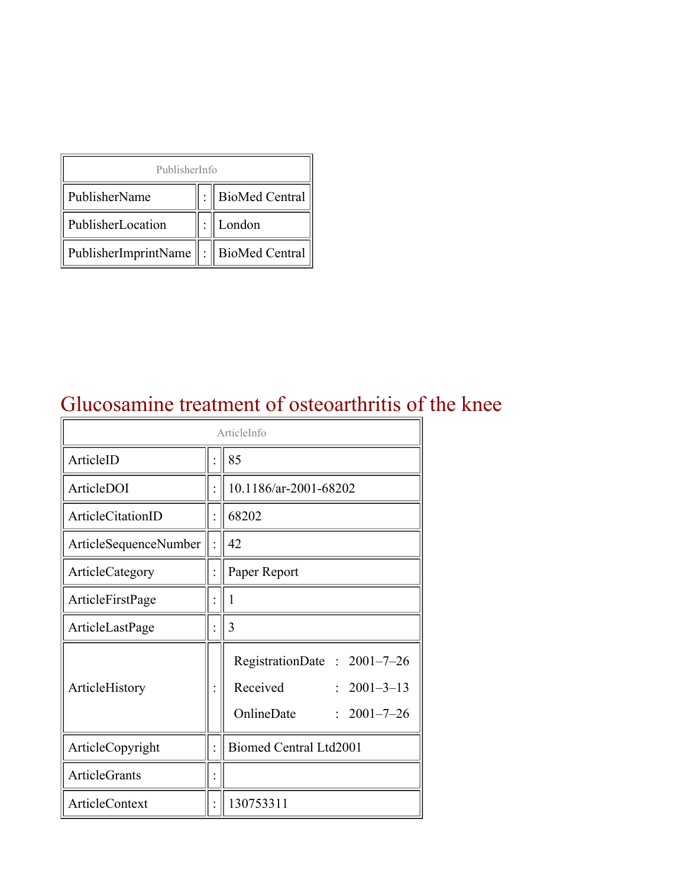| PublisherInfo | | |
|---|---|---|
| PublisherName | : | BioMed Central |
| PublisherLocation | : | London |
| PublisherImprintName | : | BioMed Central |

# Glucosamine treatment of osteoarthritis of the knee

| ArticleInfo | | |
|---|---|---|
| ArticleID | : | 85 |
| ArticleDOI | : | 10.1186/ar-2001-68202 |
| ArticleCitationID | : | 68202 |
| ArticleSequenceNumber | : | 42 |
| ArticleCategory | : | Paper Report |
| ArticleFirstPage | : | 1 |
| ArticleLastPage | : | 3 |
| ArticleHistory | : | RegistrationDate : 2001–7–26<br>Received : 2001–3–13<br>OnlineDate : 2001–7–26 |
| ArticleCopyright | : | Biomed Central Ltd2001 |
| ArticleGrants | : | |
| ArticleContext | : | 130753311 |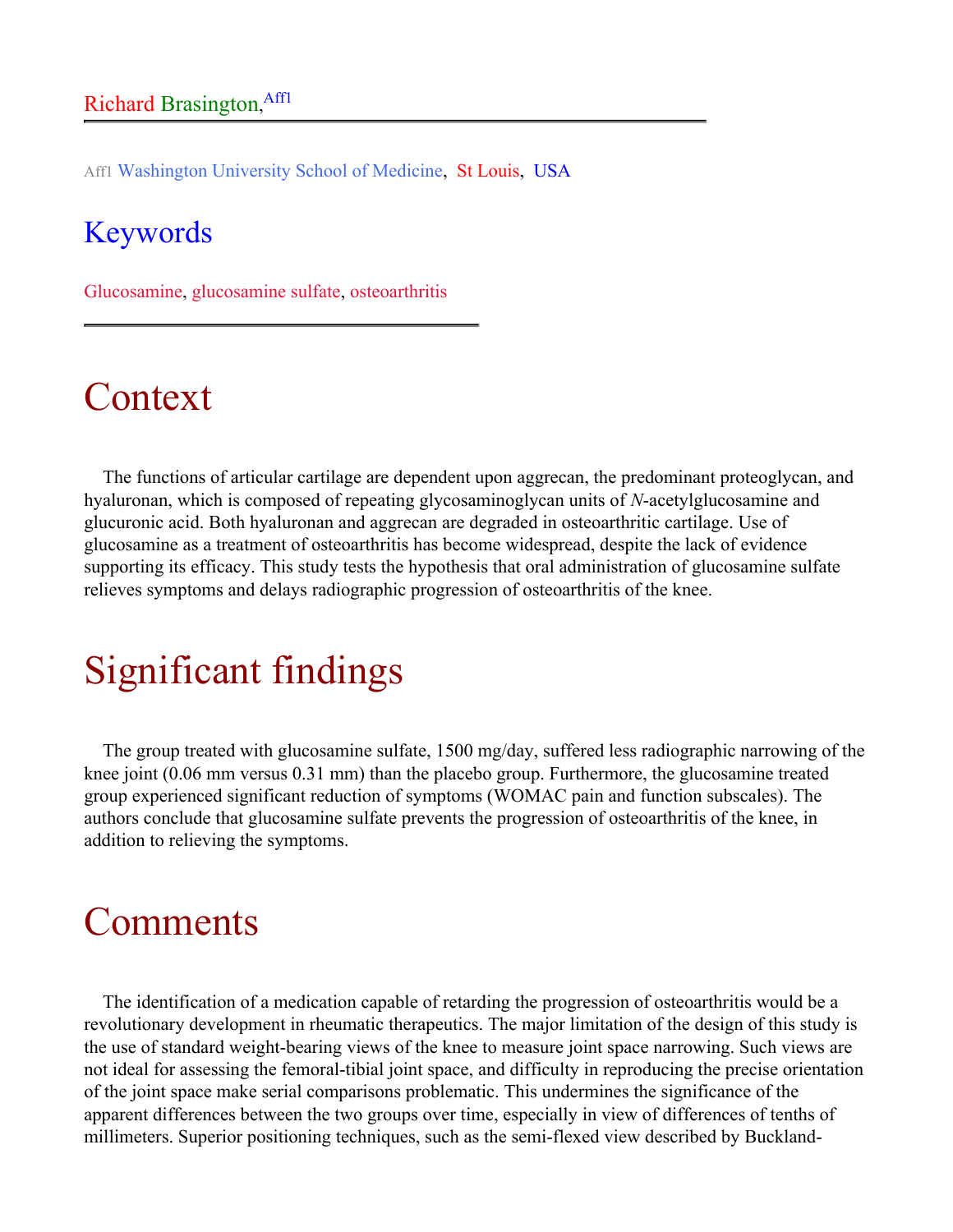Richard Brasington,[Aff1]

Aff1 Washington University School of Medicine, St Louis, USA

## Keywords

Glucosamine, glucosamine sulfate, osteoarthritis

# Context

The functions of articular cartilage are dependent upon aggrecan, the predominant proteoglycan, and hyaluronan, which is composed of repeating glycosaminoglycan units of *N*-acetylglucosamine and glucuronic acid. Both hyaluronan and aggrecan are degraded in osteoarthritic cartilage. Use of glucosamine as a treatment of osteoarthritis has become widespread, despite the lack of evidence supporting its efficacy. This study tests the hypothesis that oral administration of glucosamine sulfate relieves symptoms and delays radiographic progression of osteoarthritis of the knee.

# Significant findings

The group treated with glucosamine sulfate, 1500 mg/day, suffered less radiographic narrowing of the knee joint (0.06 mm versus 0.31 mm) than the placebo group. Furthermore, the glucosamine treated group experienced significant reduction of symptoms (WOMAC pain and function subscales). The authors conclude that glucosamine sulfate prevents the progression of osteoarthritis of the knee, in addition to relieving the symptoms.

# Comments

The identification of a medication capable of retarding the progression of osteoarthritis would be a revolutionary development in rheumatic therapeutics. The major limitation of the design of this study is the use of standard weight-bearing views of the knee to measure joint space narrowing. Such views are not ideal for assessing the femoral-tibial joint space, and difficulty in reproducing the precise orientation of the joint space make serial comparisons problematic. This undermines the significance of the apparent differences between the two groups over time, especially in view of differences of tenths of millimeters. Superior positioning techniques, such as the semi-flexed view described by Buckland-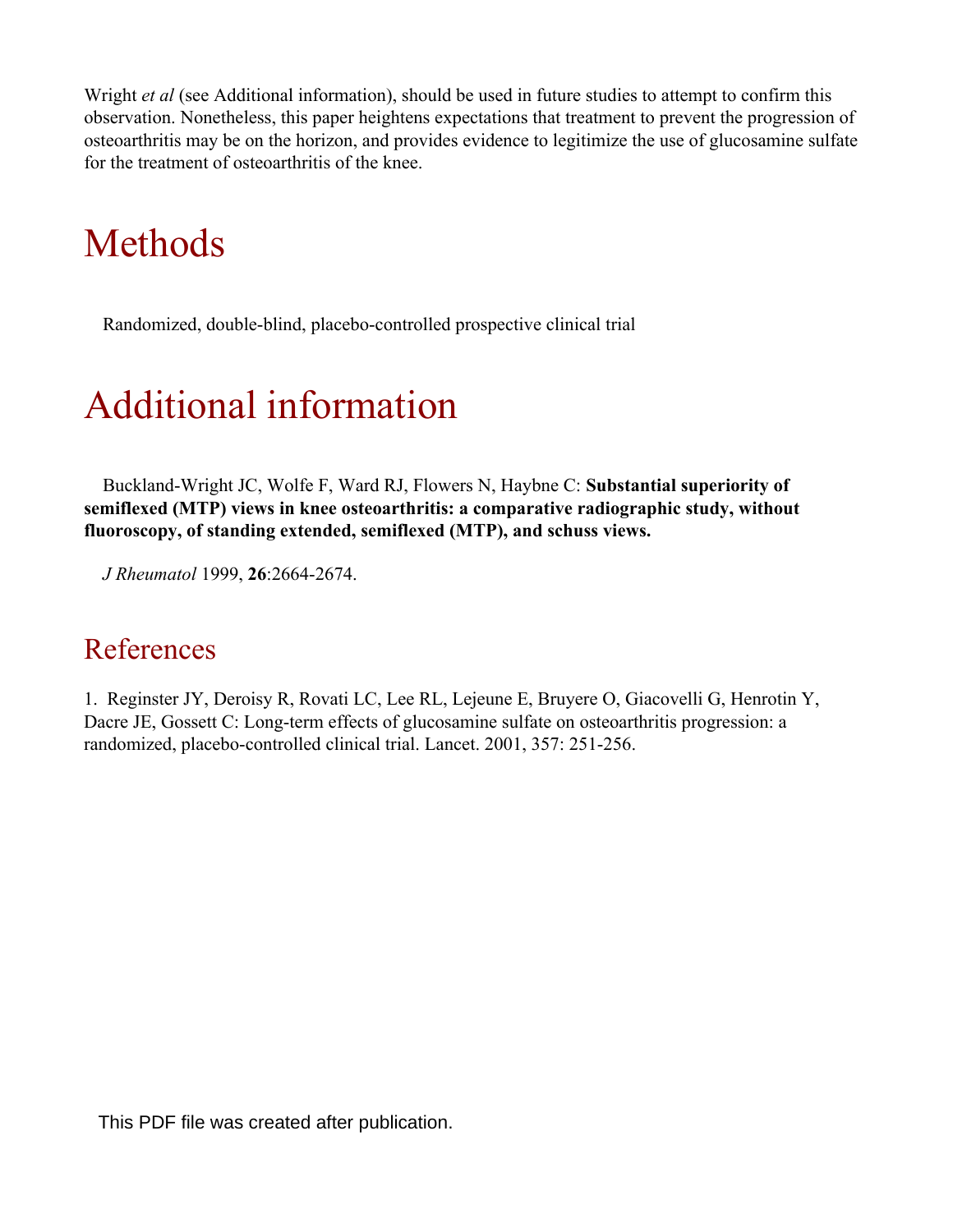Wright *et al* (see Additional information), should be used in future studies to attempt to confirm this observation. Nonetheless, this paper heightens expectations that treatment to prevent the progression of osteoarthritis may be on the horizon, and provides evidence to legitimize the use of glucosamine sulfate for the treatment of osteoarthritis of the knee.

# Methods

Randomized, double-blind, placebo-controlled prospective clinical trial

# Additional information

Buckland-Wright JC, Wolfe F, Ward RJ, Flowers N, Haybne C: **Substantial superiority of semiflexed (MTP) views in knee osteoarthritis: a comparative radiographic study, without fluoroscopy, of standing extended, semiflexed (MTP), and schuss views.**

*J Rheumatol* 1999, **26**:2664-2674.

## References

1. Reginster JY, Deroisy R, Rovati LC, Lee RL, Lejeune E, Bruyere O, Giacovelli G, Henrotin Y, Dacre JE, Gossett C: Long-term effects of glucosamine sulfate on osteoarthritis progression: a randomized, placebo-controlled clinical trial. Lancet. 2001, 357: 251-256.

This PDF file was created after publication.